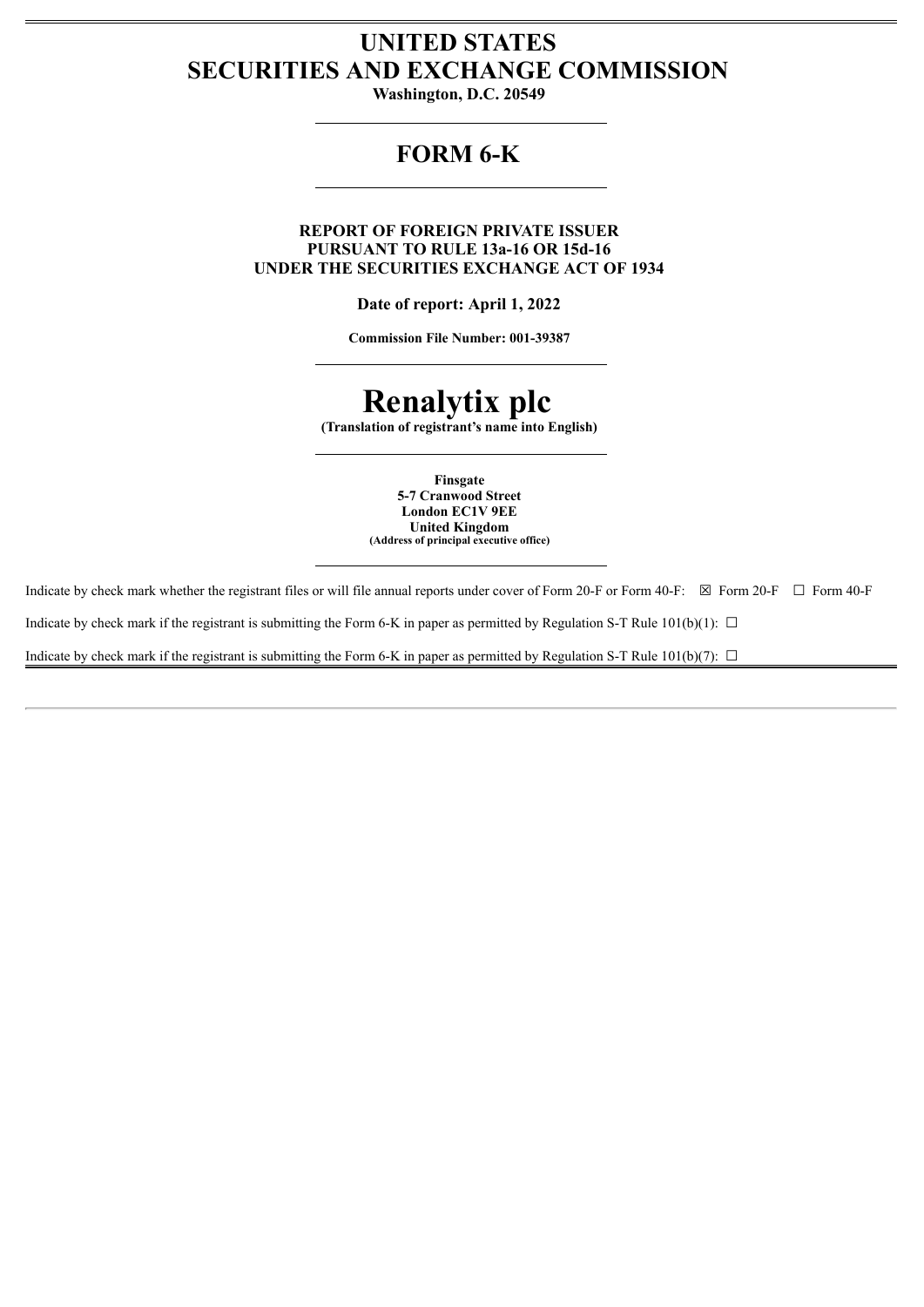# UNITED STATES
# SECURITIES AND EXCHANGE COMMISSION

**Washington, D.C. 20549**

## FORM 6-K

**REPORT OF FOREIGN PRIVATE ISSUER**
**PURSUANT TO RULE 13a-16 OR 15d-16**
**UNDER THE SECURITIES EXCHANGE ACT OF 1934**

**Date of report: April 1, 2022**

**Commission File Number: 001-39387**

# Renalytix plc

**(Translation of registrant's name into English)**

**Finsgate**
**5-7 Cranwood Street**
**London EC1V 9EE**
**United Kingdom**
**(Address of principal executive office)**

Indicate by check mark whether the registrant files or will file annual reports under cover of Form 20-F or Form 40-F: ☒ Form 20-F ☐ Form 40-F

Indicate by check mark if the registrant is submitting the Form 6-K in paper as permitted by Regulation S-T Rule 101(b)(1): ☐

Indicate by check mark if the registrant is submitting the Form 6-K in paper as permitted by Regulation S-T Rule 101(b)(7): ☐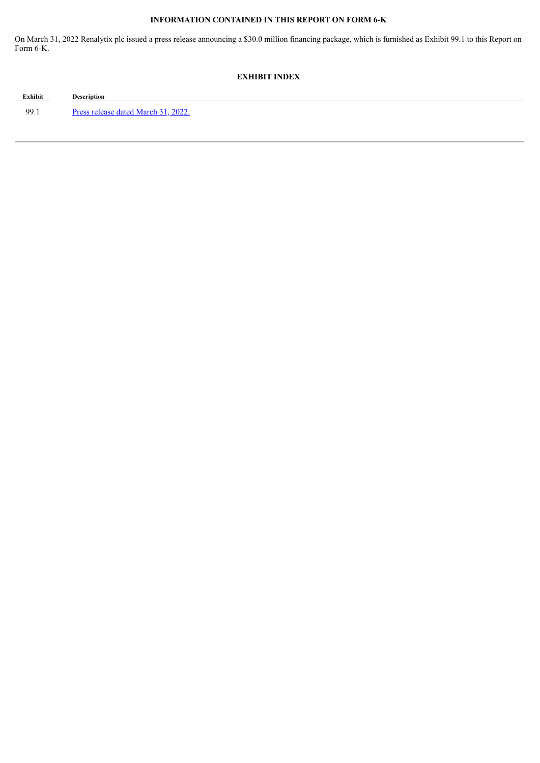**INFORMATION CONTAINED IN THIS REPORT ON FORM 6-K**

On March 31, 2022 Renalytix plc issued a press release announcing a $30.0 million financing package, which is furnished as Exhibit 99.1 to this Report on Form 6-K.

**EXHIBIT INDEX**

| Exhibit | Description |
| --- | --- |
| 99.1 | Press release dated March 31, 2022. |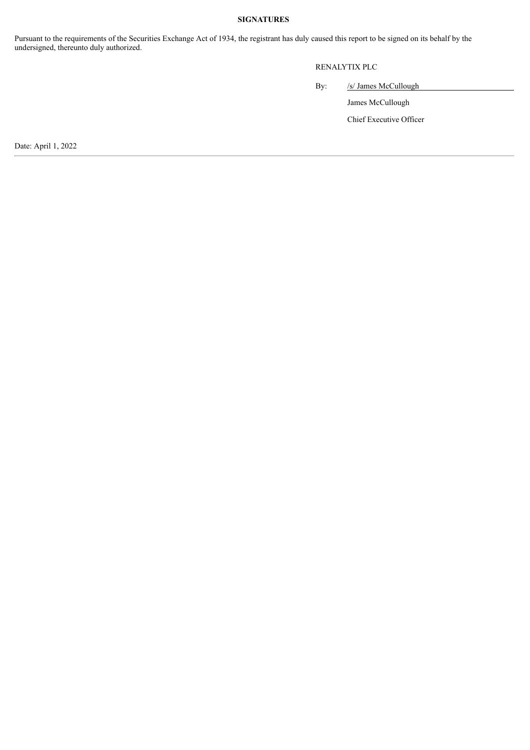**SIGNATURES**

Pursuant to the requirements of the Securities Exchange Act of 1934, the registrant has duly caused this report to be signed on its behalf by the undersigned, thereunto duly authorized.

RENALYTIX PLC

By: /s/ James McCullough

James McCullough

Chief Executive Officer

Date: April 1, 2022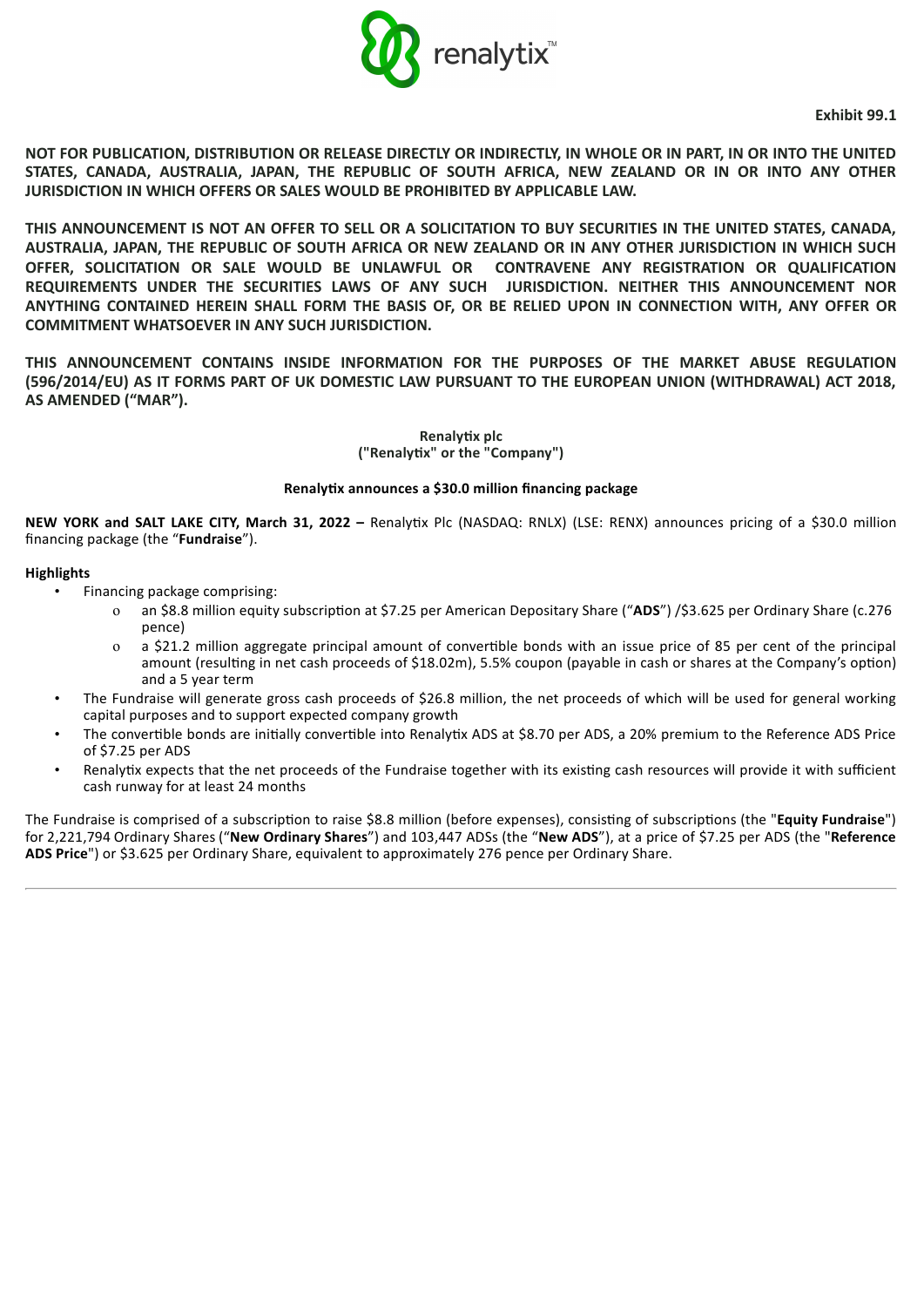**Exhibit 99.1**

**NOT FOR PUBLICATION, DISTRIBUTION OR RELEASE DIRECTLY OR INDIRECTLY, IN WHOLE OR IN PART, IN OR INTO THE UNITED STATES, CANADA, AUSTRALIA, JAPAN, THE REPUBLIC OF SOUTH AFRICA, NEW ZEALAND OR IN OR INTO ANY OTHER JURISDICTION IN WHICH OFFERS OR SALES WOULD BE PROHIBITED BY APPLICABLE LAW.**

**THIS ANNOUNCEMENT IS NOT AN OFFER TO SELL OR A SOLICITATION TO BUY SECURITIES IN THE UNITED STATES, CANADA, AUSTRALIA, JAPAN, THE REPUBLIC OF SOUTH AFRICA OR NEW ZEALAND OR IN ANY OTHER JURISDICTION IN WHICH SUCH OFFER, SOLICITATION OR SALE WOULD BE UNLAWFUL OR CONTRAVENE ANY REGISTRATION OR QUALIFICATION REQUIREMENTS UNDER THE SECURITIES LAWS OF ANY SUCH JURISDICTION. NEITHER THIS ANNOUNCEMENT NOR ANYTHING CONTAINED HEREIN SHALL FORM THE BASIS OF, OR BE RELIED UPON IN CONNECTION WITH, ANY OFFER OR COMMITMENT WHATSOEVER IN ANY SUCH JURISDICTION.**

**THIS ANNOUNCEMENT CONTAINS INSIDE INFORMATION FOR THE PURPOSES OF THE MARKET ABUSE REGULATION (596/2014/EU) AS IT FORMS PART OF UK DOMESTIC LAW PURSUANT TO THE EUROPEAN UNION (WITHDRAWAL) ACT 2018, AS AMENDED ("MAR").**

**Renalytix plc**
**("Renalytix" or the "Company")**

**Renalytix announces a $30.0 million financing package**

**NEW YORK and SALT LAKE CITY, March 31, 2022 –** Renalytix Plc (NASDAQ: RNLX) (LSE: RENX) announces pricing of a $30.0 million financing package (the "**Fundraise**").

**Highlights**

- Financing package comprising:
  - an $8.8 million equity subscription at $7.25 per American Depositary Share ("**ADS**") /$3.625 per Ordinary Share (c.276 pence)
  - a $21.2 million aggregate principal amount of convertible bonds with an issue price of 85 per cent of the principal amount (resulting in net cash proceeds of $18.02m), 5.5% coupon (payable in cash or shares at the Company's option) and a 5 year term
- The Fundraise will generate gross cash proceeds of $26.8 million, the net proceeds of which will be used for general working capital purposes and to support expected company growth
- The convertible bonds are initially convertible into Renalytix ADS at $8.70 per ADS, a 20% premium to the Reference ADS Price of $7.25 per ADS
- Renalytix expects that the net proceeds of the Fundraise together with its existing cash resources will provide it with sufficient cash runway for at least 24 months

The Fundraise is comprised of a subscription to raise $8.8 million (before expenses), consisting of subscriptions (the "**Equity Fundraise**") for 2,221,794 Ordinary Shares ("**New Ordinary Shares**") and 103,447 ADSs (the "**New ADS**"), at a price of $7.25 per ADS (the "**Reference ADS Price**") or $3.625 per Ordinary Share, equivalent to approximately 276 pence per Ordinary Share.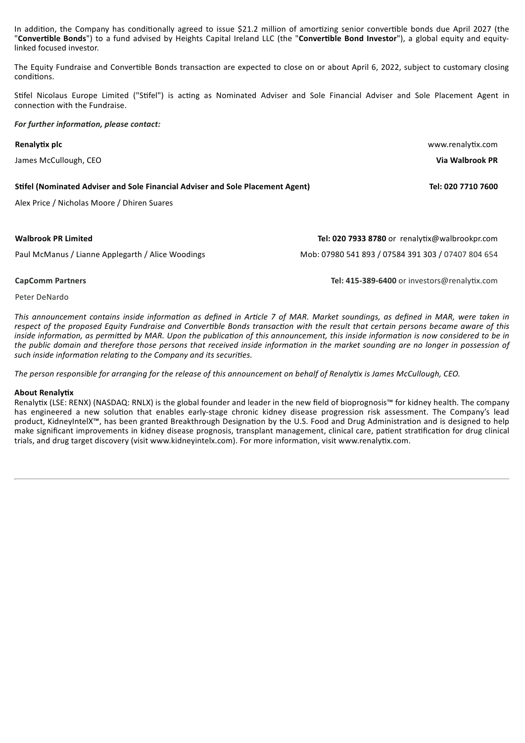In addition, the Company has conditionally agreed to issue $21.2 million of amortizing senior convertible bonds due April 2027 (the "**Convertible Bonds**") to a fund advised by Heights Capital Ireland LLC (the "**Convertible Bond Investor**"), a global equity and equity-linked focused investor.

The Equity Fundraise and Convertible Bonds transaction are expected to close on or about April 6, 2022, subject to customary closing conditions.

Stifel Nicolaus Europe Limited ("Stifel") is acting as Nominated Adviser and Sole Financial Adviser and Sole Placement Agent in connection with the Fundraise.

***For further information, please contact:***

| | |
|---|---|
| **Renalytix plc** | www.renalytix.com |
| James McCullough, CEO | **Via Walbrook PR** |
| | |
| **Stifel (Nominated Adviser and Sole Financial Adviser and Sole Placement Agent)** | **Tel: 020 7710 7600** |
| Alex Price / Nicholas Moore / Dhiren Suares | |
| | |
| **Walbrook PR Limited** | **Tel: 020 7933 8780** or renalytix@walbrookpr.com |
| Paul McManus / Lianne Applegarth / Alice Woodings | Mob: 07980 541 893 / 07584 391 303 / 07407 804 654 |
| | |
| **CapComm Partners** | **Tel: 415-389-6400** or investors@renalytix.com |
| Peter DeNardo | |

*This announcement contains inside information as defined in Article 7 of MAR. Market soundings, as defined in MAR, were taken in respect of the proposed Equity Fundraise and Convertible Bonds transaction with the result that certain persons became aware of this inside information, as permitted by MAR. Upon the publication of this announcement, this inside information is now considered to be in the public domain and therefore those persons that received inside information in the market sounding are no longer in possession of such inside information relating to the Company and its securities.*

*The person responsible for arranging for the release of this announcement on behalf of Renalytix is James McCullough, CEO.*

**About Renalytix**

Renalytix (LSE: RENX) (NASDAQ: RNLX) is the global founder and leader in the new field of bioprognosis™ for kidney health. The company has engineered a new solution that enables early-stage chronic kidney disease progression risk assessment. The Company's lead product, KidneyIntelX™, has been granted Breakthrough Designation by the U.S. Food and Drug Administration and is designed to help make significant improvements in kidney disease prognosis, transplant management, clinical care, patient stratification for drug clinical trials, and drug target discovery (visit www.kidneyintelx.com). For more information, visit www.renalytix.com.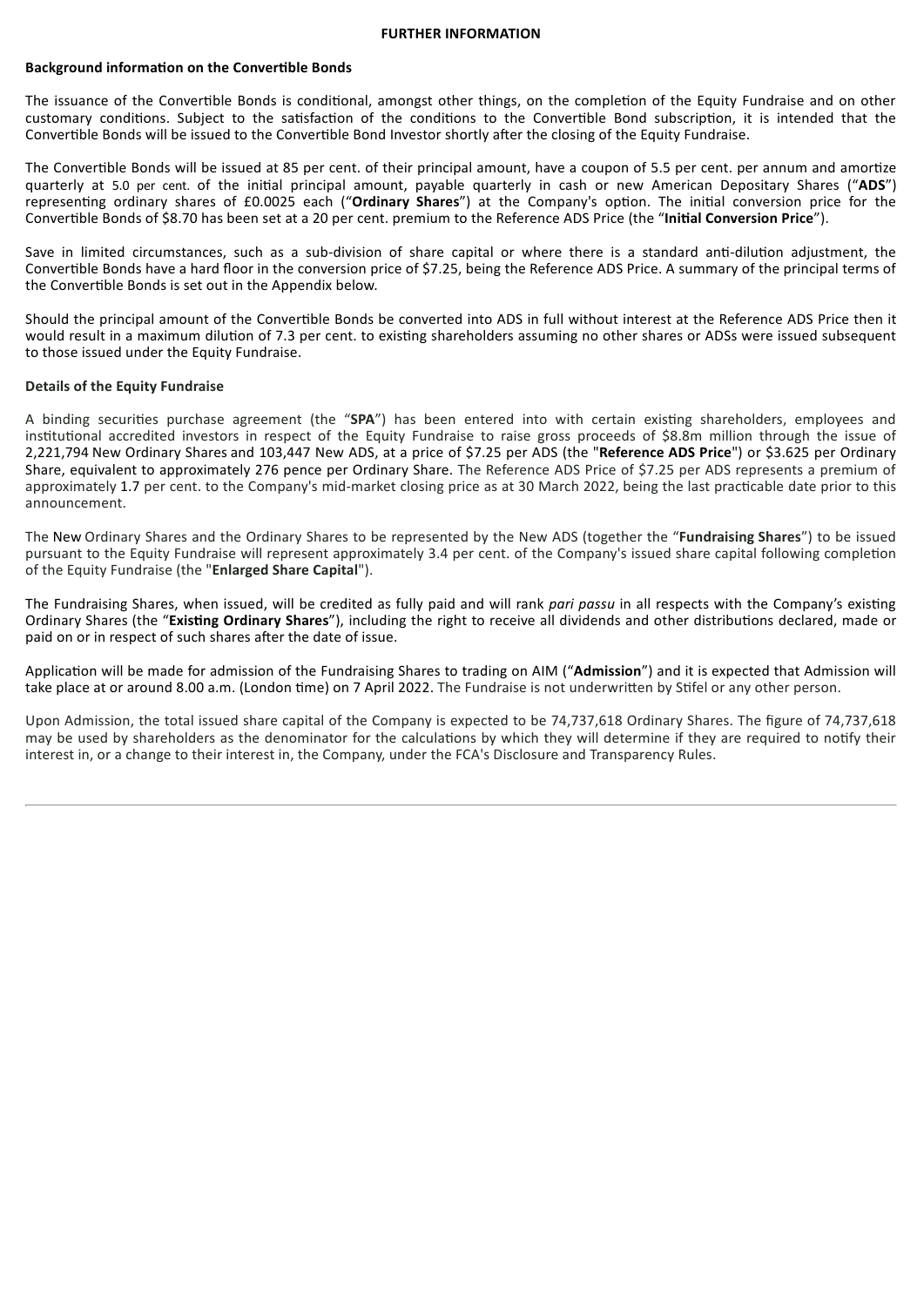## FURTHER INFORMATION

**Background information on the Convertible Bonds**

The issuance of the Convertible Bonds is conditional, amongst other things, on the completion of the Equity Fundraise and on other customary conditions. Subject to the satisfaction of the conditions to the Convertible Bond subscription, it is intended that the Convertible Bonds will be issued to the Convertible Bond Investor shortly after the closing of the Equity Fundraise.

The Convertible Bonds will be issued at 85 per cent. of their principal amount, have a coupon of 5.5 per cent. per annum and amortize quarterly at 5.0 per cent. of the initial principal amount, payable quarterly in cash or new American Depositary Shares ("**ADS**") representing ordinary shares of £0.0025 each ("**Ordinary Shares**") at the Company's option. The initial conversion price for the Convertible Bonds of $8.70 has been set at a 20 per cent. premium to the Reference ADS Price (the "**Initial Conversion Price**").

Save in limited circumstances, such as a sub-division of share capital or where there is a standard anti-dilution adjustment, the Convertible Bonds have a hard floor in the conversion price of $7.25, being the Reference ADS Price. A summary of the principal terms of the Convertible Bonds is set out in the Appendix below.

Should the principal amount of the Convertible Bonds be converted into ADS in full without interest at the Reference ADS Price then it would result in a maximum dilution of 7.3 per cent. to existing shareholders assuming no other shares or ADSs were issued subsequent to those issued under the Equity Fundraise.

**Details of the Equity Fundraise**

A binding securities purchase agreement (the "**SPA**") has been entered into with certain existing shareholders, employees and institutional accredited investors in respect of the Equity Fundraise to raise gross proceeds of $8.8m million through the issue of 2,221,794 New Ordinary Shares and 103,447 New ADS, at a price of $7.25 per ADS (the "**Reference ADS Price**") or $3.625 per Ordinary Share, equivalent to approximately 276 pence per Ordinary Share. The Reference ADS Price of $7.25 per ADS represents a premium of approximately 1.7 per cent. to the Company's mid-market closing price as at 30 March 2022, being the last practicable date prior to this announcement.

The New Ordinary Shares and the Ordinary Shares to be represented by the New ADS (together the "**Fundraising Shares**") to be issued pursuant to the Equity Fundraise will represent approximately 3.4 per cent. of the Company's issued share capital following completion of the Equity Fundraise (the "**Enlarged Share Capital**").

The Fundraising Shares, when issued, will be credited as fully paid and will rank *pari passu* in all respects with the Company's existing Ordinary Shares (the "**Existing Ordinary Shares**"), including the right to receive all dividends and other distributions declared, made or paid on or in respect of such shares after the date of issue.

Application will be made for admission of the Fundraising Shares to trading on AIM ("**Admission**") and it is expected that Admission will take place at or around 8.00 a.m. (London time) on 7 April 2022. The Fundraise is not underwritten by Stifel or any other person.

Upon Admission, the total issued share capital of the Company is expected to be 74,737,618 Ordinary Shares. The figure of 74,737,618 may be used by shareholders as the denominator for the calculations by which they will determine if they are required to notify their interest in, or a change to their interest in, the Company, under the FCA's Disclosure and Transparency Rules.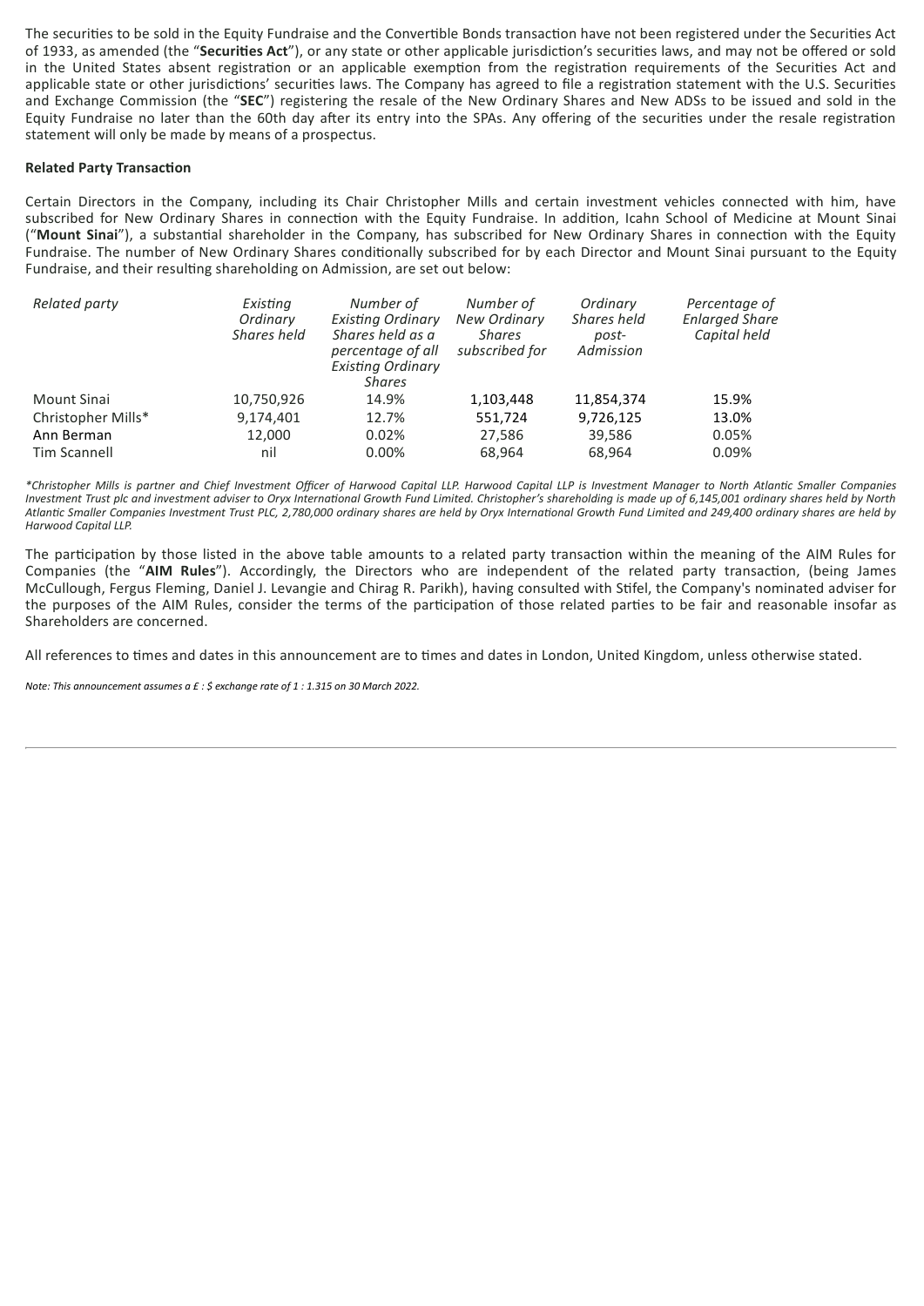The securities to be sold in the Equity Fundraise and the Convertible Bonds transaction have not been registered under the Securities Act of 1933, as amended (the "**Securities Act**"), or any state or other applicable jurisdiction's securities laws, and may not be offered or sold in the United States absent registration or an applicable exemption from the registration requirements of the Securities Act and applicable state or other jurisdictions' securities laws. The Company has agreed to file a registration statement with the U.S. Securities and Exchange Commission (the "**SEC**") registering the resale of the New Ordinary Shares and New ADSs to be issued and sold in the Equity Fundraise no later than the 60th day after its entry into the SPAs. Any offering of the securities under the resale registration statement will only be made by means of a prospectus.

**Related Party Transaction**

Certain Directors in the Company, including its Chair Christopher Mills and certain investment vehicles connected with him, have subscribed for New Ordinary Shares in connection with the Equity Fundraise. In addition, Icahn School of Medicine at Mount Sinai ("**Mount Sinai**"), a substantial shareholder in the Company, has subscribed for New Ordinary Shares in connection with the Equity Fundraise. The number of New Ordinary Shares conditionally subscribed for by each Director and Mount Sinai pursuant to the Equity Fundraise, and their resulting shareholding on Admission, are set out below:

| *Related party* | *Existing Ordinary Shares held* | *Number of Existing Ordinary Shares held as a percentage of all Existing Ordinary Shares* | *Number of New Ordinary Shares subscribed for* | *Ordinary Shares held post-Admission* | *Percentage of Enlarged Share Capital held* |
|---|---|---|---|---|---|
| Mount Sinai | 10,750,926 | 14.9% | 1,103,448 | 11,854,374 | 15.9% |
| Christopher Mills* | 9,174,401 | 12.7% | 551,724 | 9,726,125 | 13.0% |
| Ann Berman | 12,000 | 0.02% | 27,586 | 39,586 | 0.05% |
| Tim Scannell | nil | 0.00% | 68,964 | 68,964 | 0.09% |

*\*Christopher Mills is partner and Chief Investment Officer of Harwood Capital LLP. Harwood Capital LLP is Investment Manager to North Atlantic Smaller Companies Investment Trust plc and investment adviser to Oryx International Growth Fund Limited. Christopher's shareholding is made up of 6,145,001 ordinary shares held by North Atlantic Smaller Companies Investment Trust PLC, 2,780,000 ordinary shares are held by Oryx International Growth Fund Limited and 249,400 ordinary shares are held by Harwood Capital LLP.*

The participation by those listed in the above table amounts to a related party transaction within the meaning of the AIM Rules for Companies (the "**AIM Rules**"). Accordingly, the Directors who are independent of the related party transaction, (being James McCullough, Fergus Fleming, Daniel J. Levangie and Chirag R. Parikh), having consulted with Stifel, the Company's nominated adviser for the purposes of the AIM Rules, consider the terms of the participation of those related parties to be fair and reasonable insofar as Shareholders are concerned.

All references to times and dates in this announcement are to times and dates in London, United Kingdom, unless otherwise stated.

*Note: This announcement assumes a £ : $ exchange rate of 1 : 1.315 on 30 March 2022.*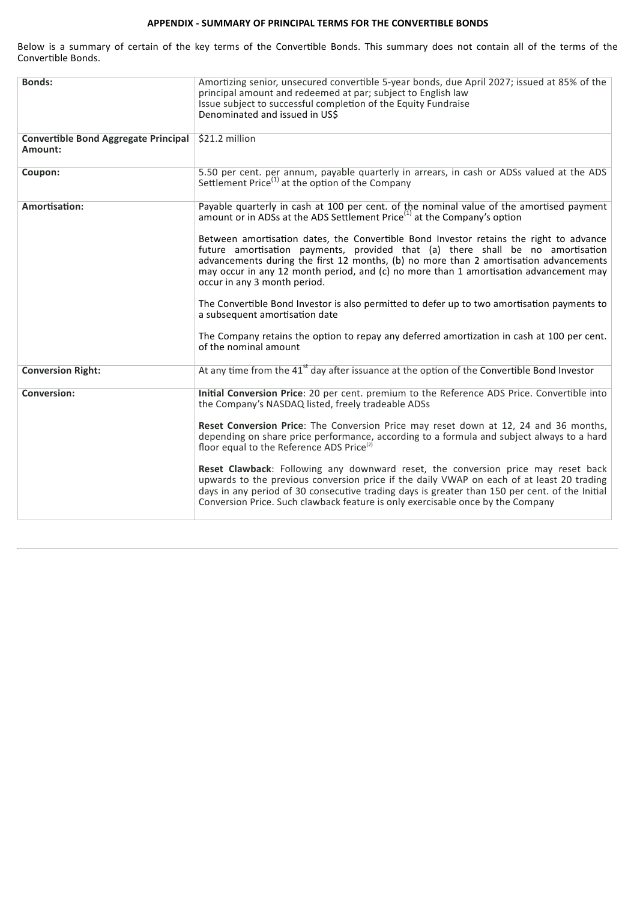**APPENDIX - SUMMARY OF PRINCIPAL TERMS FOR THE CONVERTIBLE BONDS**

Below is a summary of certain of the key terms of the Convertible Bonds. This summary does not contain all of the terms of the Convertible Bonds.

| | |
|---|---|
| **Bonds:** | Amortizing senior, unsecured convertible 5-year bonds, due April 2027; issued at 85% of the principal amount and redeemed at par; subject to English law<br>Issue subject to successful completion of the Equity Fundraise<br>Denominated and issued in US$ |
| **Convertible Bond Aggregate Principal Amount:** | $21.2 million |
| **Coupon:** | 5.50 per cent. per annum, payable quarterly in arrears, in cash or ADSs valued at the ADS Settlement Price[(1)] at the option of the Company |
| **Amortisation:** | Payable quarterly in cash at 100 per cent. of the nominal value of the amortised payment amount or in ADSs at the ADS Settlement Price[(1)] at the Company's option<br><br>Between amortisation dates, the Convertible Bond Investor retains the right to advance future amortisation payments, provided that (a) there shall be no amortisation advancements during the first 12 months, (b) no more than 2 amortisation advancements may occur in any 12 month period, and (c) no more than 1 amortisation advancement may occur in any 3 month period.<br><br>The Convertible Bond Investor is also permitted to defer up to two amortisation payments to a subsequent amortisation date<br><br>The Company retains the option to repay any deferred amortization in cash at 100 per cent. of the nominal amount |
| **Conversion Right:** | At any time from the 41st day after issuance at the option of the Convertible Bond Investor |
| **Conversion:** | **Initial Conversion Price**: 20 per cent. premium to the Reference ADS Price. Convertible into the Company's NASDAQ listed, freely tradeable ADSs<br><br>**Reset Conversion Price**: The Conversion Price may reset down at 12, 24 and 36 months, depending on share price performance, according to a formula and subject always to a hard floor equal to the Reference ADS Price[(2)]<br><br>**Reset Clawback**: Following any downward reset, the conversion price may reset back upwards to the previous conversion price if the daily VWAP on each of at least 20 trading days in any period of 30 consecutive trading days is greater than 150 per cent. of the Initial Conversion Price. Such clawback feature is only exercisable once by the Company |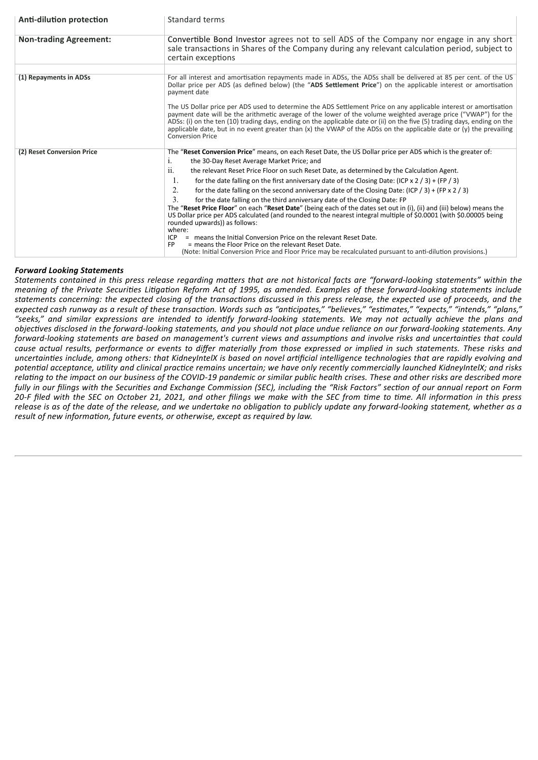| Anti-dilution protection | Standard terms |
|---|---|
| **Non-trading Agreement:** | Convertible Bond Investor agrees not to sell ADS of the Company nor engage in any short sale transactions in Shares of the Company during any relevant calculation period, subject to certain exceptions |
| | |
| **(1) Repayments in ADSs** | For all interest and amortisation repayments made in ADSs, the ADSs shall be delivered at 85 per cent. of the US Dollar price per ADS (as defined below) (the "**ADS Settlement Price**") on the applicable interest or amortisation payment date<br><br>The US Dollar price per ADS used to determine the ADS Settlement Price on any applicable interest or amortisation payment date will be the arithmetic average of the lower of the volume weighted average price ("VWAP") for the ADSs: (i) on the ten (10) trading days, ending on the applicable date or (ii) on the five (5) trading days, ending on the applicable date, but in no event greater than (x) the VWAP of the ADSs on the applicable date or (y) the prevailing Conversion Price |
| **(2) Reset Conversion Price** | The "**Reset Conversion Price**" means, on each Reset Date, the US Dollar price per ADS which is the greater of:<br>i. the 30-Day Reset Average Market Price; and<br>ii. the relevant Reset Price Floor on such Reset Date, as determined by the Calculation Agent.<br>1. for the date falling on the first anniversary date of the Closing Date: (ICP x 2 / 3) + (FP / 3)<br>2. for the date falling on the second anniversary date of the Closing Date: (ICP / 3) + (FP x 2 / 3)<br>3. for the date falling on the third anniversary date of the Closing Date: FP<br>The "**Reset Price Floor**" on each "**Reset Date**" (being each of the dates set out in (i), (ii) and (iii) below) means the US Dollar price per ADS calculated (and rounded to the nearest integral multiple of \$0.0001 (with \$0.00005 being rounded upwards)) as follows:<br>where:<br>ICP = means the Initial Conversion Price on the relevant Reset Date.<br>FP = means the Floor Price on the relevant Reset Date.<br>(Note: Initial Conversion Price and Floor Price may be recalculated pursuant to anti-dilution provisions.) |

***Forward Looking Statements***

*Statements contained in this press release regarding matters that are not historical facts are "forward-looking statements" within the meaning of the Private Securities Litigation Reform Act of 1995, as amended. Examples of these forward-looking statements include statements concerning: the expected closing of the transactions discussed in this press release, the expected use of proceeds, and the expected cash runway as a result of these transaction. Words such as "anticipates," "believes," "estimates," "expects," "intends," "plans," "seeks," and similar expressions are intended to identify forward-looking statements. We may not actually achieve the plans and objectives disclosed in the forward-looking statements, and you should not place undue reliance on our forward-looking statements. Any forward-looking statements are based on management's current views and assumptions and involve risks and uncertainties that could cause actual results, performance or events to differ materially from those expressed or implied in such statements. These risks and uncertainties include, among others: that KidneyIntelX is based on novel artificial intelligence technologies that are rapidly evolving and potential acceptance, utility and clinical practice remains uncertain; we have only recently commercially launched KidneyIntelX; and risks relating to the impact on our business of the COVID-19 pandemic or similar public health crises. These and other risks are described more fully in our filings with the Securities and Exchange Commission (SEC), including the "Risk Factors" section of our annual report on Form 20-F filed with the SEC on October 21, 2021, and other filings we make with the SEC from time to time. All information in this press release is as of the date of the release, and we undertake no obligation to publicly update any forward-looking statement, whether as a result of new information, future events, or otherwise, except as required by law.*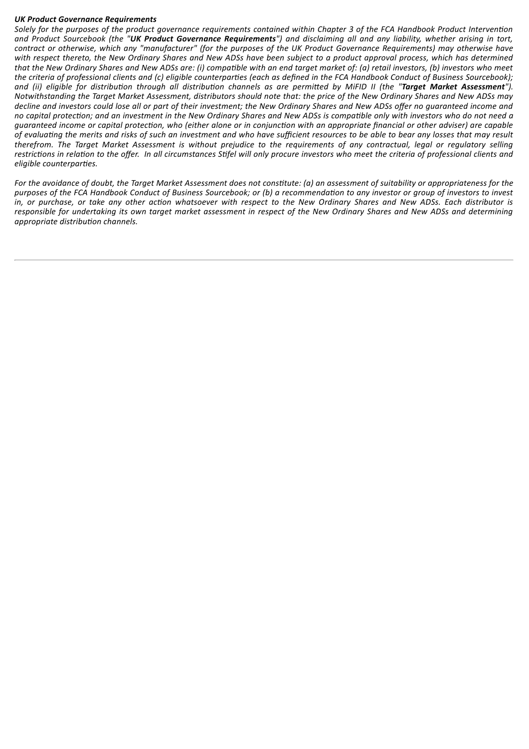***UK Product Governance Requirements***

*Solely for the purposes of the product governance requirements contained within Chapter 3 of the FCA Handbook Product Intervention and Product Sourcebook (the "**UK Product Governance Requirements**") and disclaiming all and any liability, whether arising in tort, contract or otherwise, which any "manufacturer" (for the purposes of the UK Product Governance Requirements) may otherwise have with respect thereto, the New Ordinary Shares and New ADSs have been subject to a product approval process, which has determined that the New Ordinary Shares and New ADSs are: (i) compatible with an end target market of: (a) retail investors, (b) investors who meet the criteria of professional clients and (c) eligible counterparties (each as defined in the FCA Handbook Conduct of Business Sourcebook); and (ii) eligible for distribution through all distribution channels as are permitted by MiFID II (the "**Target Market Assessment**"). Notwithstanding the Target Market Assessment, distributors should note that: the price of the New Ordinary Shares and New ADSs may decline and investors could lose all or part of their investment; the New Ordinary Shares and New ADSs offer no guaranteed income and no capital protection; and an investment in the New Ordinary Shares and New ADSs is compatible only with investors who do not need a guaranteed income or capital protection, who (either alone or in conjunction with an appropriate financial or other adviser) are capable of evaluating the merits and risks of such an investment and who have sufficient resources to be able to bear any losses that may result therefrom. The Target Market Assessment is without prejudice to the requirements of any contractual, legal or regulatory selling restrictions in relation to the offer. In all circumstances Stifel will only procure investors who meet the criteria of professional clients and eligible counterparties.*

*For the avoidance of doubt, the Target Market Assessment does not constitute: (a) an assessment of suitability or appropriateness for the purposes of the FCA Handbook Conduct of Business Sourcebook; or (b) a recommendation to any investor or group of investors to invest in, or purchase, or take any other action whatsoever with respect to the New Ordinary Shares and New ADSs. Each distributor is responsible for undertaking its own target market assessment in respect of the New Ordinary Shares and New ADSs and determining appropriate distribution channels.*

---